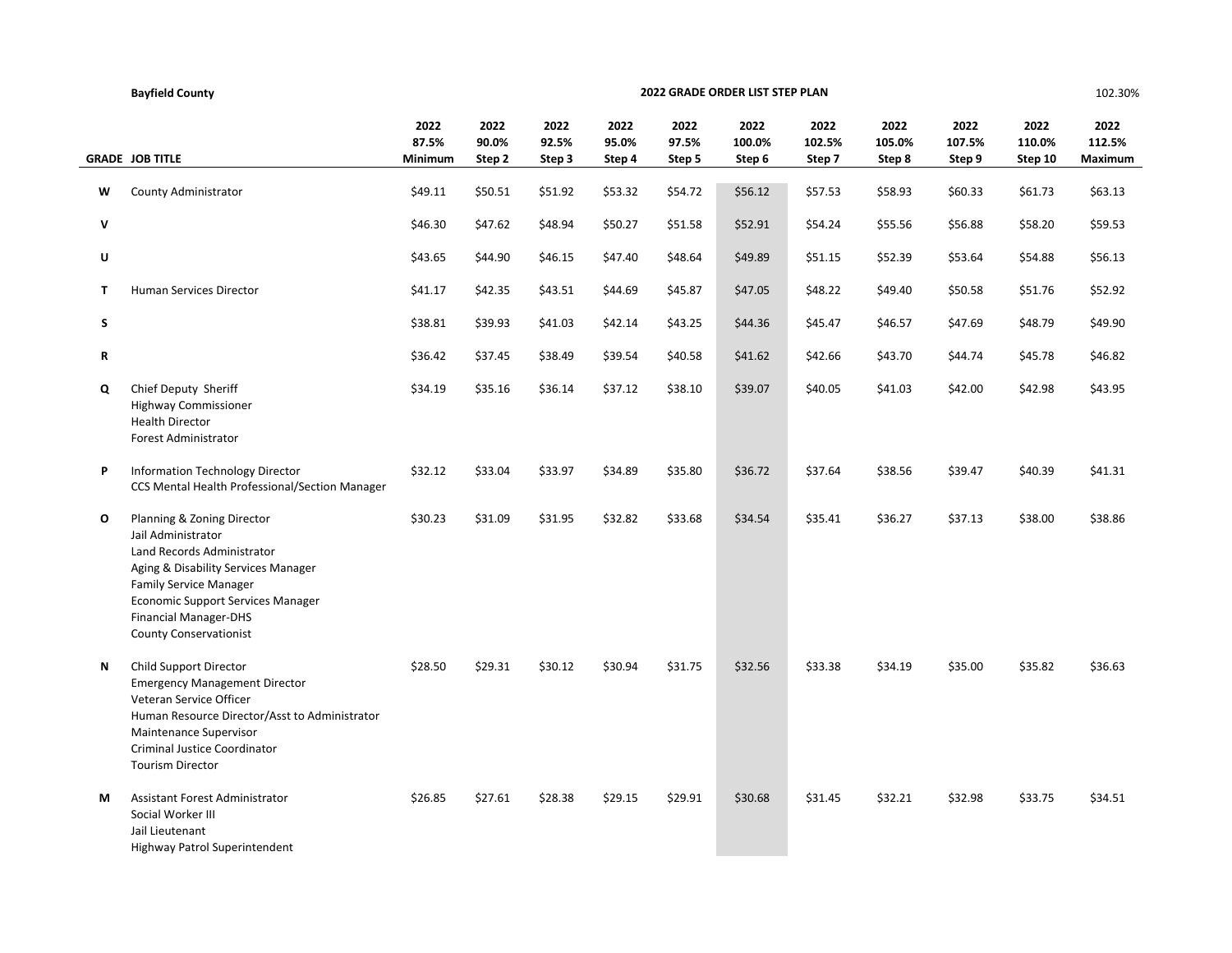**Bayfield County** | **2022 GRADE ORDER LIST STEP PLAN** | 102.30%

| GRADE | JOB TITLE | 2022 87.5% Minimum | 2022 90.0% Step 2 | 2022 92.5% Step 3 | 2022 95.0% Step 4 | 2022 97.5% Step 5 | 2022 100.0% Step 6 | 2022 102.5% Step 7 | 2022 105.0% Step 8 | 2022 107.5% Step 9 | 2022 110.0% Step 10 | 2022 112.5% Maximum |
|---|---|---|---|---|---|---|---|---|---|---|---|---|
| **W** | County Administrator | $49.11 | $50.51 | $51.92 | $53.32 | $54.72 | $56.12 | $57.53 | $58.93 | $60.33 | $61.73 | $63.13 |
| **V** | | $46.30 | $47.62 | $48.94 | $50.27 | $51.58 | $52.91 | $54.24 | $55.56 | $56.88 | $58.20 | $59.53 |
| **U** | | $43.65 | $44.90 | $46.15 | $47.40 | $48.64 | $49.89 | $51.15 | $52.39 | $53.64 | $54.88 | $56.13 |
| **T** | Human Services Director | $41.17 | $42.35 | $43.51 | $44.69 | $45.87 | $47.05 | $48.22 | $49.40 | $50.58 | $51.76 | $52.92 |
| **S** | | $38.81 | $39.93 | $41.03 | $42.14 | $43.25 | $44.36 | $45.47 | $46.57 | $47.69 | $48.79 | $49.90 |
| **R** | | $36.42 | $37.45 | $38.49 | $39.54 | $40.58 | $41.62 | $42.66 | $43.70 | $44.74 | $45.78 | $46.82 |
| **Q** | Chief Deputy Sheriff<br>Highway Commissioner<br>Health Director<br>Forest Administrator | $34.19 | $35.16 | $36.14 | $37.12 | $38.10 | $39.07 | $40.05 | $41.03 | $42.00 | $42.98 | $43.95 |
| **P** | Information Technology Director<br>CCS Mental Health Professional/Section Manager | $32.12 | $33.04 | $33.97 | $34.89 | $35.80 | $36.72 | $37.64 | $38.56 | $39.47 | $40.39 | $41.31 |
| **O** | Planning & Zoning Director<br>Jail Administrator<br>Land Records Administrator<br>Aging & Disability Services Manager<br>Family Service Manager<br>Economic Support Services Manager<br>Financial Manager-DHS<br>County Conservationist | $30.23 | $31.09 | $31.95 | $32.82 | $33.68 | $34.54 | $35.41 | $36.27 | $37.13 | $38.00 | $38.86 |
| **N** | Child Support Director<br>Emergency Management Director<br>Veteran Service Officer<br>Human Resource Director/Asst to Administrator<br>Maintenance Supervisor<br>Criminal Justice Coordinator<br>Tourism Director | $28.50 | $29.31 | $30.12 | $30.94 | $31.75 | $32.56 | $33.38 | $34.19 | $35.00 | $35.82 | $36.63 |
| **M** | Assistant Forest Administrator<br>Social Worker III<br>Jail Lieutenant<br>Highway Patrol Superintendent | $26.85 | $27.61 | $28.38 | $29.15 | $29.91 | $30.68 | $31.45 | $32.21 | $32.98 | $33.75 | $34.51 |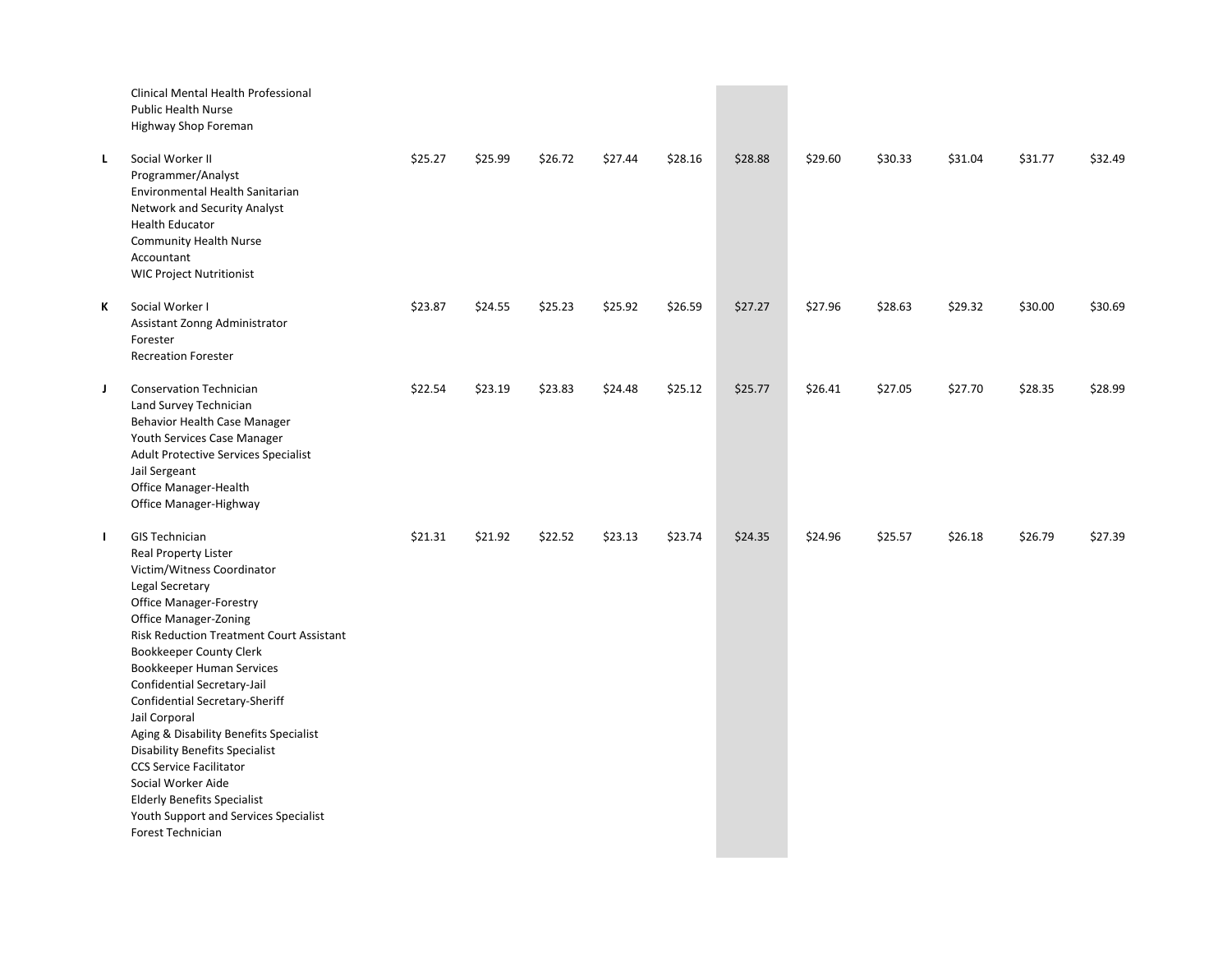| Grade | Positions | | | | | | | | | | | |
|---|---|---|---|---|---|---|---|---|---|---|---|---|
| | Clinical Mental Health Professional<br>Public Health Nurse<br>Highway Shop Foreman | | | | | | | | | | | |
| L | Social Worker II<br>Programmer/Analyst<br>Environmental Health Sanitarian<br>Network and Security Analyst<br>Health Educator<br>Community Health Nurse<br>Accountant<br>WIC Project Nutritionist | $25.27 | $25.99 | $26.72 | $27.44 | $28.16 | $28.88 | $29.60 | $30.33 | $31.04 | $31.77 | $32.49 |
| K | Social Worker I<br>Assistant Zonng Administrator<br>Forester<br>Recreation Forester | $23.87 | $24.55 | $25.23 | $25.92 | $26.59 | $27.27 | $27.96 | $28.63 | $29.32 | $30.00 | $30.69 |
| J | Conservation Technician<br>Land Survey Technician<br>Behavior Health Case Manager<br>Youth Services Case Manager<br>Adult Protective Services Specialist<br>Jail Sergeant<br>Office Manager-Health<br>Office Manager-Highway | $22.54 | $23.19 | $23.83 | $24.48 | $25.12 | $25.77 | $26.41 | $27.05 | $27.70 | $28.35 | $28.99 |
| I | GIS Technician<br>Real Property Lister<br>Victim/Witness Coordinator<br>Legal Secretary<br>Office Manager-Forestry<br>Office Manager-Zoning<br>Risk Reduction Treatment Court Assistant<br>Bookkeeper County Clerk<br>Bookkeeper Human Services<br>Confidential Secretary-Jail<br>Confidential Secretary-Sheriff<br>Jail Corporal<br>Aging & Disability Benefits Specialist<br>Disability Benefits Specialist<br>CCS Service Facilitator<br>Social Worker Aide<br>Elderly Benefits Specialist<br>Youth Support and Services Specialist<br>Forest Technician | $21.31 | $21.92 | $22.52 | $23.13 | $23.74 | $24.35 | $24.96 | $25.57 | $26.18 | $26.79 | $27.39 |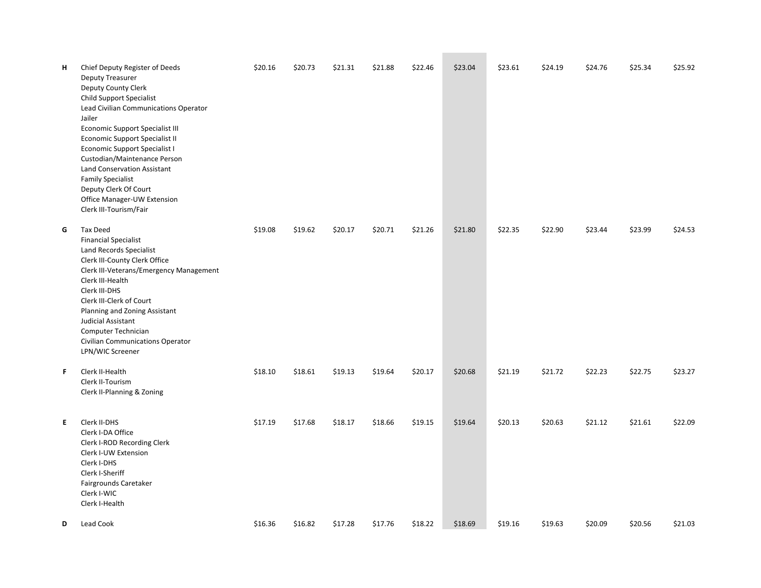| | | | | | | | | | | | |
|---|---|---|---|---|---|---|---|---|---|---|---|
| H | Chief Deputy Register of Deeds<br>Deputy Treasurer<br>Deputy County Clerk<br>Child Support Specialist<br>Lead Civilian Communications Operator<br>Jailer<br>Economic Support Specialist III<br>Economic Support Specialist II<br>Economic Support Specialist I<br>Custodian/Maintenance Person<br>Land Conservation Assistant<br>Family Specialist<br>Deputy Clerk Of Court<br>Office Manager-UW Extension<br>Clerk III-Tourism/Fair | $20.16 | $20.73 | $21.31 | $21.88 | $22.46 | $23.04 | $23.61 | $24.19 | $24.76 | $25.34 | $25.92 |
| G | Tax Deed<br>Financial Specialist<br>Land Records Specialist<br>Clerk III-County Clerk Office<br>Clerk III-Veterans/Emergency Management<br>Clerk III-Health<br>Clerk III-DHS<br>Clerk III-Clerk of Court<br>Planning and Zoning Assistant<br>Judicial Assistant<br>Computer Technician<br>Civilian Communications Operator<br>LPN/WIC Screener | $19.08 | $19.62 | $20.17 | $20.71 | $21.26 | $21.80 | $22.35 | $22.90 | $23.44 | $23.99 | $24.53 |
| F | Clerk II-Health<br>Clerk II-Tourism<br>Clerk II-Planning & Zoning | $18.10 | $18.61 | $19.13 | $19.64 | $20.17 | $20.68 | $21.19 | $21.72 | $22.23 | $22.75 | $23.27 |
| E | Clerk II-DHS<br>Clerk I-DA Office<br>Clerk I-ROD Recording Clerk<br>Clerk I-UW Extension<br>Clerk I-DHS<br>Clerk I-Sheriff<br>Fairgrounds Caretaker<br>Clerk I-WIC<br>Clerk I-Health | $17.19 | $17.68 | $18.17 | $18.66 | $19.15 | $19.64 | $20.13 | $20.63 | $21.12 | $21.61 | $22.09 |
| D | Lead Cook | $16.36 | $16.82 | $17.28 | $17.76 | $18.22 | $18.69 | $19.16 | $19.63 | $20.09 | $20.56 | $21.03 |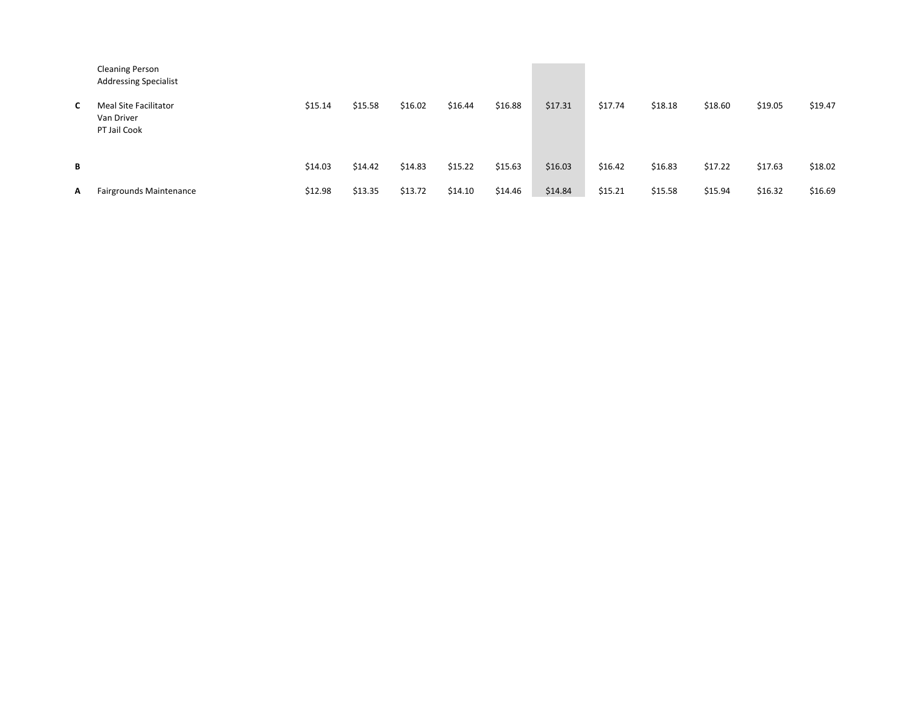| | | | | | | | | | | | | |
|---|---|---|---|---|---|---|---|---|---|---|---|---|
| | Cleaning Person<br>Addressing Specialist | | | | | | | | | | | |
| C | Meal Site Facilitator<br>Van Driver<br>PT Jail Cook | $15.14 | $15.58 | $16.02 | $16.44 | $16.88 | $17.31 | $17.74 | $18.18 | $18.60 | $19.05 | $19.47 |
| B | | $14.03 | $14.42 | $14.83 | $15.22 | $15.63 | $16.03 | $16.42 | $16.83 | $17.22 | $17.63 | $18.02 |
| A | Fairgrounds Maintenance | $12.98 | $13.35 | $13.72 | $14.10 | $14.46 | $14.84 | $15.21 | $15.58 | $15.94 | $16.32 | $16.69 |